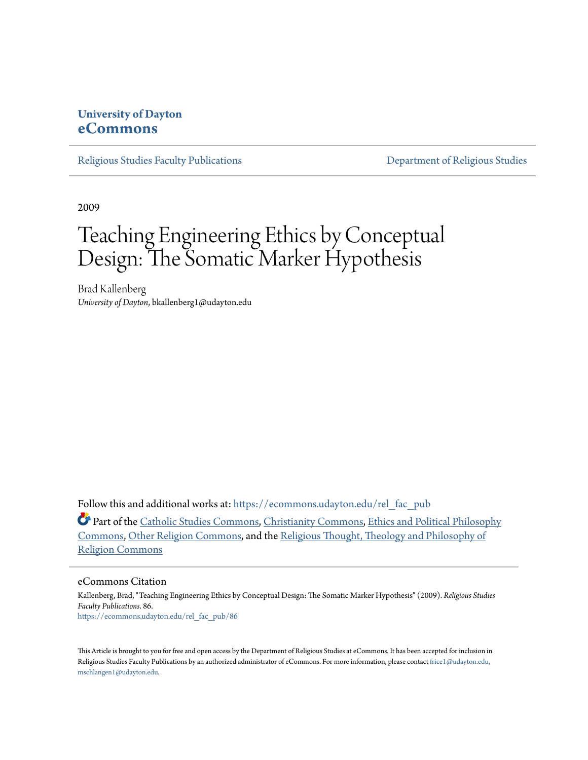University of Dayton
**eCommons**

Religious Studies Faculty Publications | Department of Religious Studies

2009

# Teaching Engineering Ethics by Conceptual Design: The Somatic Marker Hypothesis

Brad Kallenberg
*University of Dayton*, bkallenberg1@udayton.edu

Follow this and additional works at: https://ecommons.udayton.edu/rel_fac_pub

Part of the Catholic Studies Commons, Christianity Commons, Ethics and Political Philosophy Commons, Other Religion Commons, and the Religious Thought, Theology and Philosophy of Religion Commons

## eCommons Citation

Kallenberg, Brad, "Teaching Engineering Ethics by Conceptual Design: The Somatic Marker Hypothesis" (2009). *Religious Studies Faculty Publications*. 86.
https://ecommons.udayton.edu/rel_fac_pub/86

This Article is brought to you for free and open access by the Department of Religious Studies at eCommons. It has been accepted for inclusion in Religious Studies Faculty Publications by an authorized administrator of eCommons. For more information, please contact frice1@udayton.edu, mschlangen1@udayton.edu.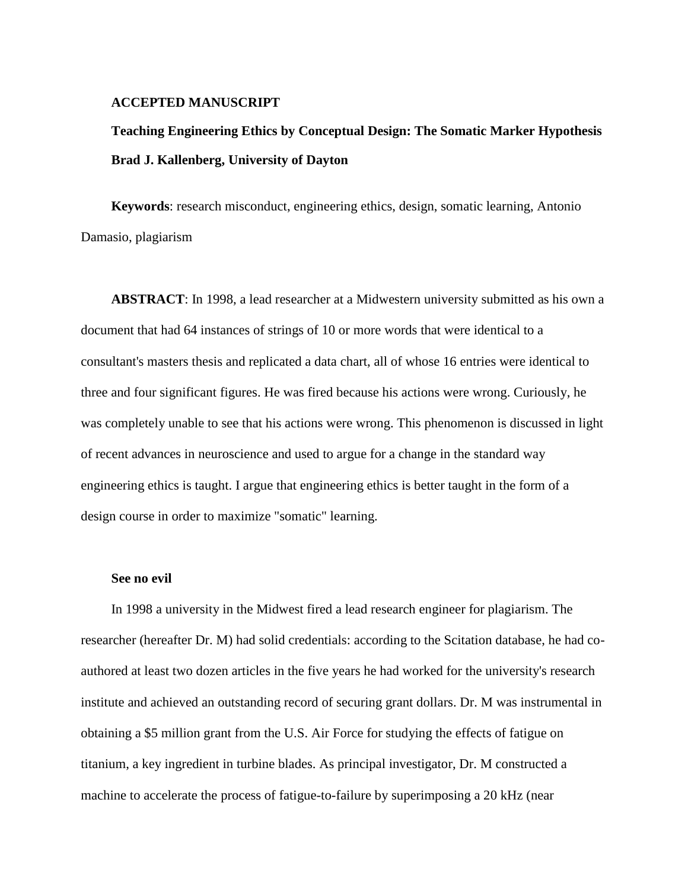**ACCEPTED MANUSCRIPT**

# Teaching Engineering Ethics by Conceptual Design: The Somatic Marker Hypothesis

**Brad J. Kallenberg, University of Dayton**

**Keywords**: research misconduct, engineering ethics, design, somatic learning, Antonio Damasio, plagiarism

**ABSTRACT**: In 1998, a lead researcher at a Midwestern university submitted as his own a document that had 64 instances of strings of 10 or more words that were identical to a consultant's masters thesis and replicated a data chart, all of whose 16 entries were identical to three and four significant figures. He was fired because his actions were wrong. Curiously, he was completely unable to see that his actions were wrong. This phenomenon is discussed in light of recent advances in neuroscience and used to argue for a change in the standard way engineering ethics is taught. I argue that engineering ethics is better taught in the form of a design course in order to maximize "somatic" learning.

## See no evil

In 1998 a university in the Midwest fired a lead research engineer for plagiarism. The researcher (hereafter Dr. M) had solid credentials: according to the Scitation database, he had co-authored at least two dozen articles in the five years he had worked for the university's research institute and achieved an outstanding record of securing grant dollars. Dr. M was instrumental in obtaining a $5 million grant from the U.S. Air Force for studying the effects of fatigue on titanium, a key ingredient in turbine blades. As principal investigator, Dr. M constructed a machine to accelerate the process of fatigue-to-failure by superimposing a 20 kHz (near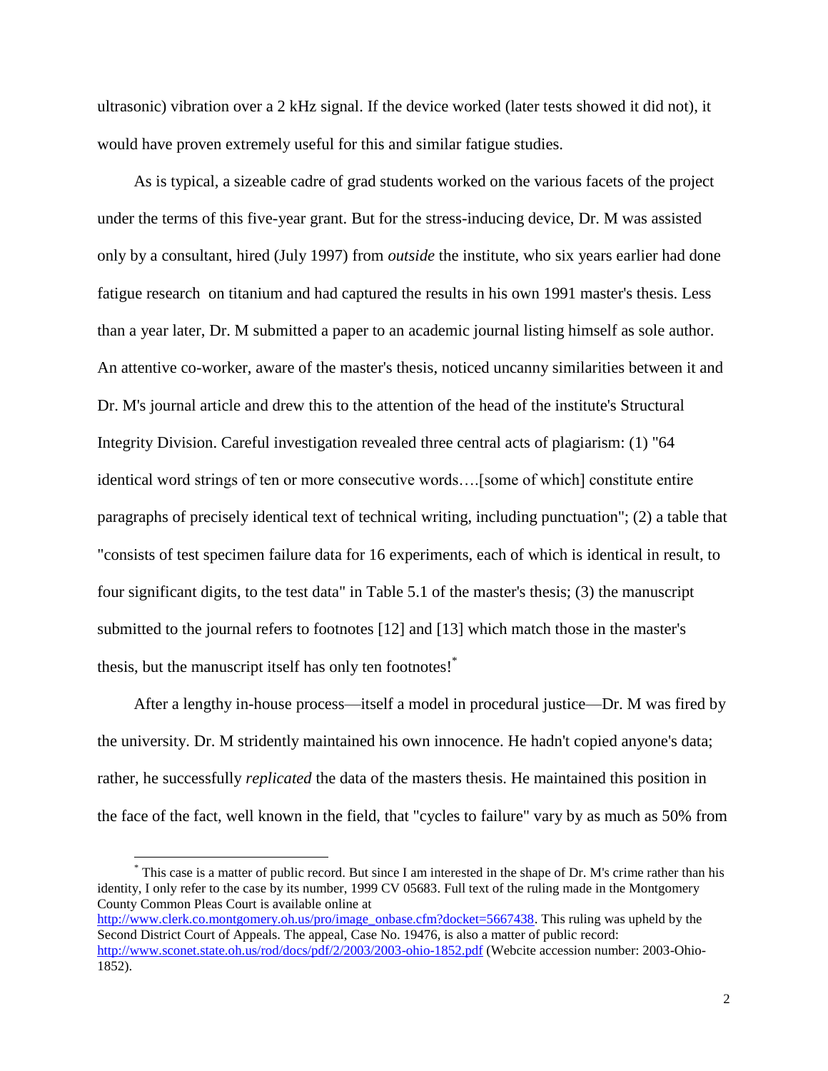ultrasonic) vibration over a 2 kHz signal. If the device worked (later tests showed it did not), it would have proven extremely useful for this and similar fatigue studies.

As is typical, a sizeable cadre of grad students worked on the various facets of the project under the terms of this five-year grant. But for the stress-inducing device, Dr. M was assisted only by a consultant, hired (July 1997) from *outside* the institute, who six years earlier had done fatigue research on titanium and had captured the results in his own 1991 master's thesis. Less than a year later, Dr. M submitted a paper to an academic journal listing himself as sole author. An attentive co-worker, aware of the master's thesis, noticed uncanny similarities between it and Dr. M's journal article and drew this to the attention of the head of the institute's Structural Integrity Division. Careful investigation revealed three central acts of plagiarism: (1) "64 identical word strings of ten or more consecutive words….[some of which] constitute entire paragraphs of precisely identical text of technical writing, including punctuation"; (2) a table that "consists of test specimen failure data for 16 experiments, each of which is identical in result, to four significant digits, to the test data" in Table 5.1 of the master's thesis; (3) the manuscript submitted to the journal refers to footnotes [12] and [13] which match those in the master's thesis, but the manuscript itself has only ten footnotes![*]

After a lengthy in-house process—itself a model in procedural justice—Dr. M was fired by the university. Dr. M stridently maintained his own innocence. He hadn't copied anyone's data; rather, he successfully *replicated* the data of the masters thesis. He maintained this position in the face of the fact, well known in the field, that "cycles to failure" vary by as much as 50% from

---

[*] This case is a matter of public record. But since I am interested in the shape of Dr. M's crime rather than his identity, I only refer to the case by its number, 1999 CV 05683. Full text of the ruling made in the Montgomery County Common Pleas Court is available online at http://www.clerk.co.montgomery.oh.us/pro/image_onbase.cfm?docket=5667438. This ruling was upheld by the Second District Court of Appeals. The appeal, Case No. 19476, is also a matter of public record: http://www.sconet.state.oh.us/rod/docs/pdf/2/2003/2003-ohio-1852.pdf (Webcite accession number: 2003-Ohio-1852).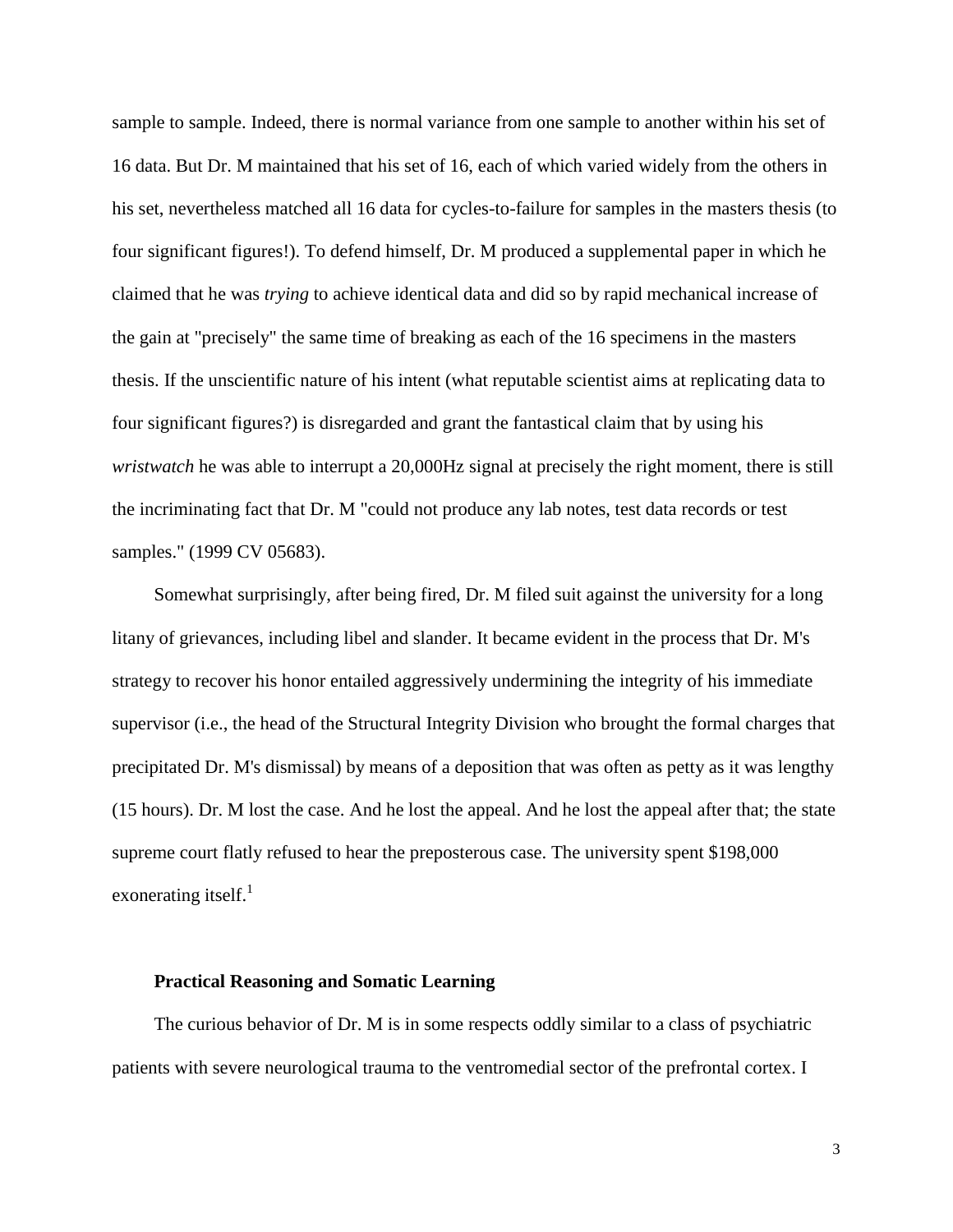sample to sample. Indeed, there is normal variance from one sample to another within his set of 16 data. But Dr. M maintained that his set of 16, each of which varied widely from the others in his set, nevertheless matched all 16 data for cycles-to-failure for samples in the masters thesis (to four significant figures!). To defend himself, Dr. M produced a supplemental paper in which he claimed that he was *trying* to achieve identical data and did so by rapid mechanical increase of the gain at "precisely" the same time of breaking as each of the 16 specimens in the masters thesis. If the unscientific nature of his intent (what reputable scientist aims at replicating data to four significant figures?) is disregarded and grant the fantastical claim that by using his *wristwatch* he was able to interrupt a 20,000Hz signal at precisely the right moment, there is still the incriminating fact that Dr. M "could not produce any lab notes, test data records or test samples." (1999 CV 05683).

Somewhat surprisingly, after being fired, Dr. M filed suit against the university for a long litany of grievances, including libel and slander. It became evident in the process that Dr. M's strategy to recover his honor entailed aggressively undermining the integrity of his immediate supervisor (i.e., the head of the Structural Integrity Division who brought the formal charges that precipitated Dr. M's dismissal) by means of a deposition that was often as petty as it was lengthy (15 hours). Dr. M lost the case. And he lost the appeal. And he lost the appeal after that; the state supreme court flatly refused to hear the preposterous case. The university spent $198,000 exonerating itself.[1]

### Practical Reasoning and Somatic Learning

The curious behavior of Dr. M is in some respects oddly similar to a class of psychiatric patients with severe neurological trauma to the ventromedial sector of the prefrontal cortex. I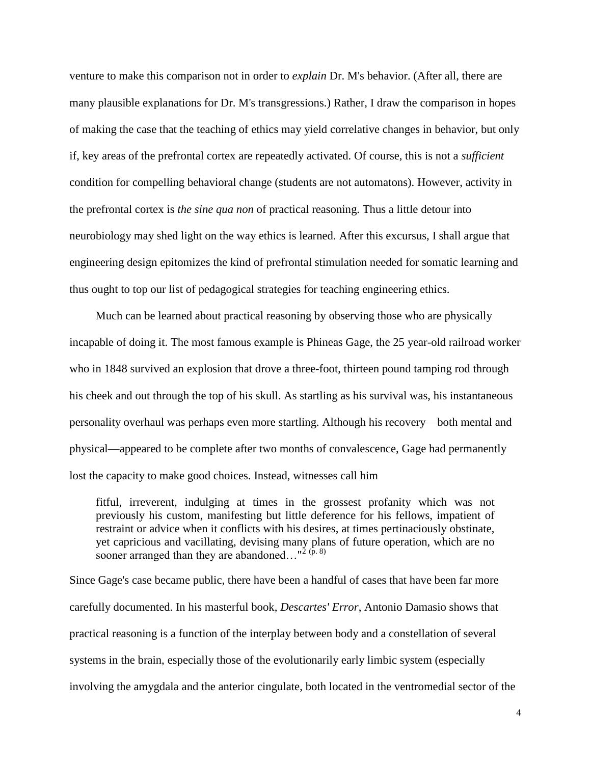venture to make this comparison not in order to *explain* Dr. M's behavior. (After all, there are many plausible explanations for Dr. M's transgressions.) Rather, I draw the comparison in hopes of making the case that the teaching of ethics may yield correlative changes in behavior, but only if, key areas of the prefrontal cortex are repeatedly activated. Of course, this is not a *sufficient* condition for compelling behavioral change (students are not automatons). However, activity in the prefrontal cortex is *the sine qua non* of practical reasoning. Thus a little detour into neurobiology may shed light on the way ethics is learned. After this excursus, I shall argue that engineering design epitomizes the kind of prefrontal stimulation needed for somatic learning and thus ought to top our list of pedagogical strategies for teaching engineering ethics.

Much can be learned about practical reasoning by observing those who are physically incapable of doing it. The most famous example is Phineas Gage, the 25 year-old railroad worker who in 1848 survived an explosion that drove a three-foot, thirteen pound tamping rod through his cheek and out through the top of his skull. As startling as his survival was, his instantaneous personality overhaul was perhaps even more startling. Although his recovery—both mental and physical—appeared to be complete after two months of convalescence, Gage had permanently lost the capacity to make good choices. Instead, witnesses call him

> fitful, irreverent, indulging at times in the grossest profanity which was not previously his custom, manifesting but little deference for his fellows, impatient of restraint or advice when it conflicts with his desires, at times pertinaciously obstinate, yet capricious and vacillating, devising many plans of future operation, which are no sooner arranged than they are abandoned…"[2 (p. 8)]

Since Gage's case became public, there have been a handful of cases that have been far more carefully documented. In his masterful book, *Descartes' Error*, Antonio Damasio shows that practical reasoning is a function of the interplay between body and a constellation of several systems in the brain, especially those of the evolutionarily early limbic system (especially involving the amygdala and the anterior cingulate, both located in the ventromedial sector of the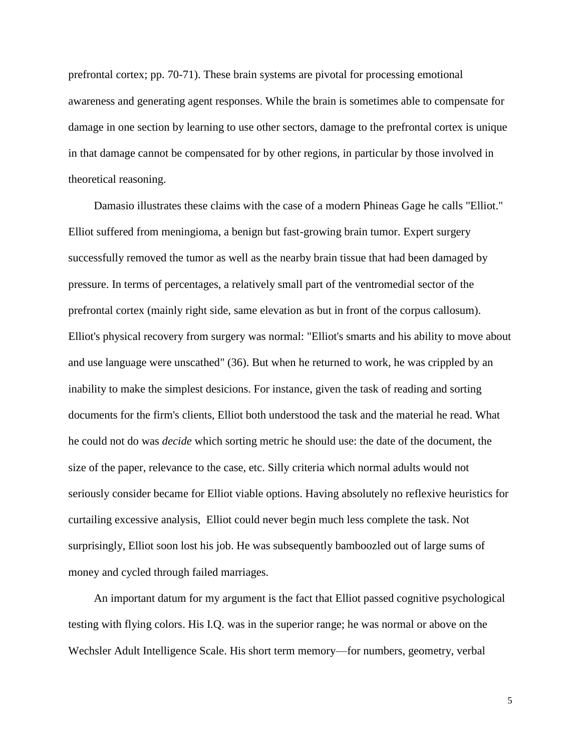prefrontal cortex; pp. 70-71). These brain systems are pivotal for processing emotional awareness and generating agent responses. While the brain is sometimes able to compensate for damage in one section by learning to use other sectors, damage to the prefrontal cortex is unique in that damage cannot be compensated for by other regions, in particular by those involved in theoretical reasoning.

Damasio illustrates these claims with the case of a modern Phineas Gage he calls "Elliot." Elliot suffered from meningioma, a benign but fast-growing brain tumor. Expert surgery successfully removed the tumor as well as the nearby brain tissue that had been damaged by pressure. In terms of percentages, a relatively small part of the ventromedial sector of the prefrontal cortex (mainly right side, same elevation as but in front of the corpus callosum). Elliot's physical recovery from surgery was normal: "Elliot's smarts and his ability to move about and use language were unscathed" (36). But when he returned to work, he was crippled by an inability to make the simplest desicions. For instance, given the task of reading and sorting documents for the firm's clients, Elliot both understood the task and the material he read. What he could not do was *decide* which sorting metric he should use: the date of the document, the size of the paper, relevance to the case, etc. Silly criteria which normal adults would not seriously consider became for Elliot viable options. Having absolutely no reflexive heuristics for curtailing excessive analysis, Elliot could never begin much less complete the task. Not surprisingly, Elliot soon lost his job. He was subsequently bamboozled out of large sums of money and cycled through failed marriages.

An important datum for my argument is the fact that Elliot passed cognitive psychological testing with flying colors. His I.Q. was in the superior range; he was normal or above on the Wechsler Adult Intelligence Scale. His short term memory—for numbers, geometry, verbal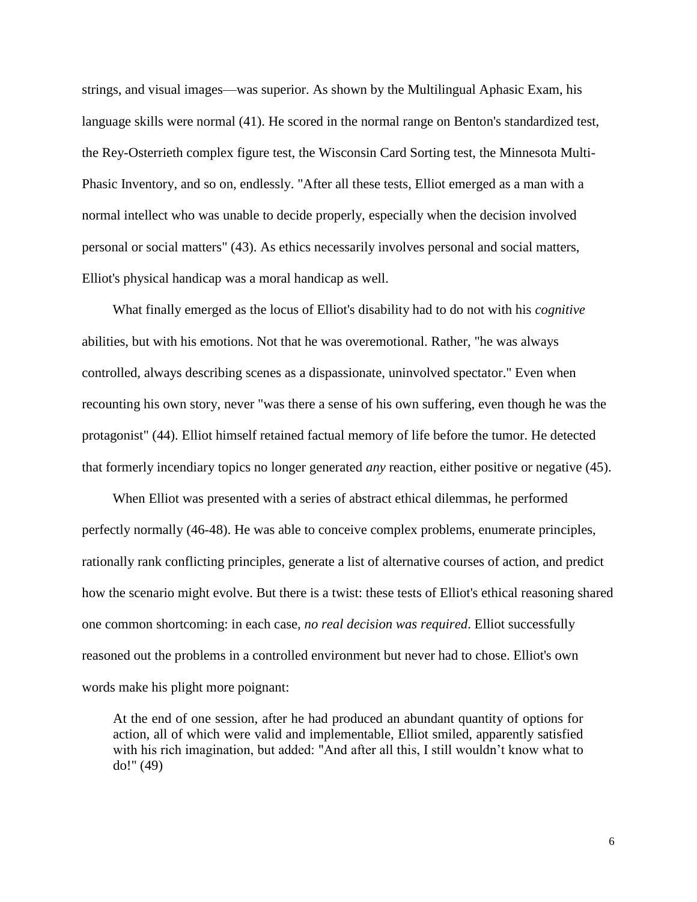strings, and visual images—was superior. As shown by the Multilingual Aphasic Exam, his language skills were normal (41). He scored in the normal range on Benton's standardized test, the Rey-Osterrieth complex figure test, the Wisconsin Card Sorting test, the Minnesota Multi-Phasic Inventory, and so on, endlessly. "After all these tests, Elliot emerged as a man with a normal intellect who was unable to decide properly, especially when the decision involved personal or social matters" (43). As ethics necessarily involves personal and social matters, Elliot's physical handicap was a moral handicap as well.

What finally emerged as the locus of Elliot's disability had to do not with his *cognitive* abilities, but with his emotions. Not that he was overemotional. Rather, "he was always controlled, always describing scenes as a dispassionate, uninvolved spectator." Even when recounting his own story, never "was there a sense of his own suffering, even though he was the protagonist" (44). Elliot himself retained factual memory of life before the tumor. He detected that formerly incendiary topics no longer generated *any* reaction, either positive or negative (45).

When Elliot was presented with a series of abstract ethical dilemmas, he performed perfectly normally (46-48). He was able to conceive complex problems, enumerate principles, rationally rank conflicting principles, generate a list of alternative courses of action, and predict how the scenario might evolve. But there is a twist: these tests of Elliot's ethical reasoning shared one common shortcoming: in each case, *no real decision was required*. Elliot successfully reasoned out the problems in a controlled environment but never had to chose. Elliot's own words make his plight more poignant:

> At the end of one session, after he had produced an abundant quantity of options for action, all of which were valid and implementable, Elliot smiled, apparently satisfied with his rich imagination, but added: "And after all this, I still wouldn't know what to do!" (49)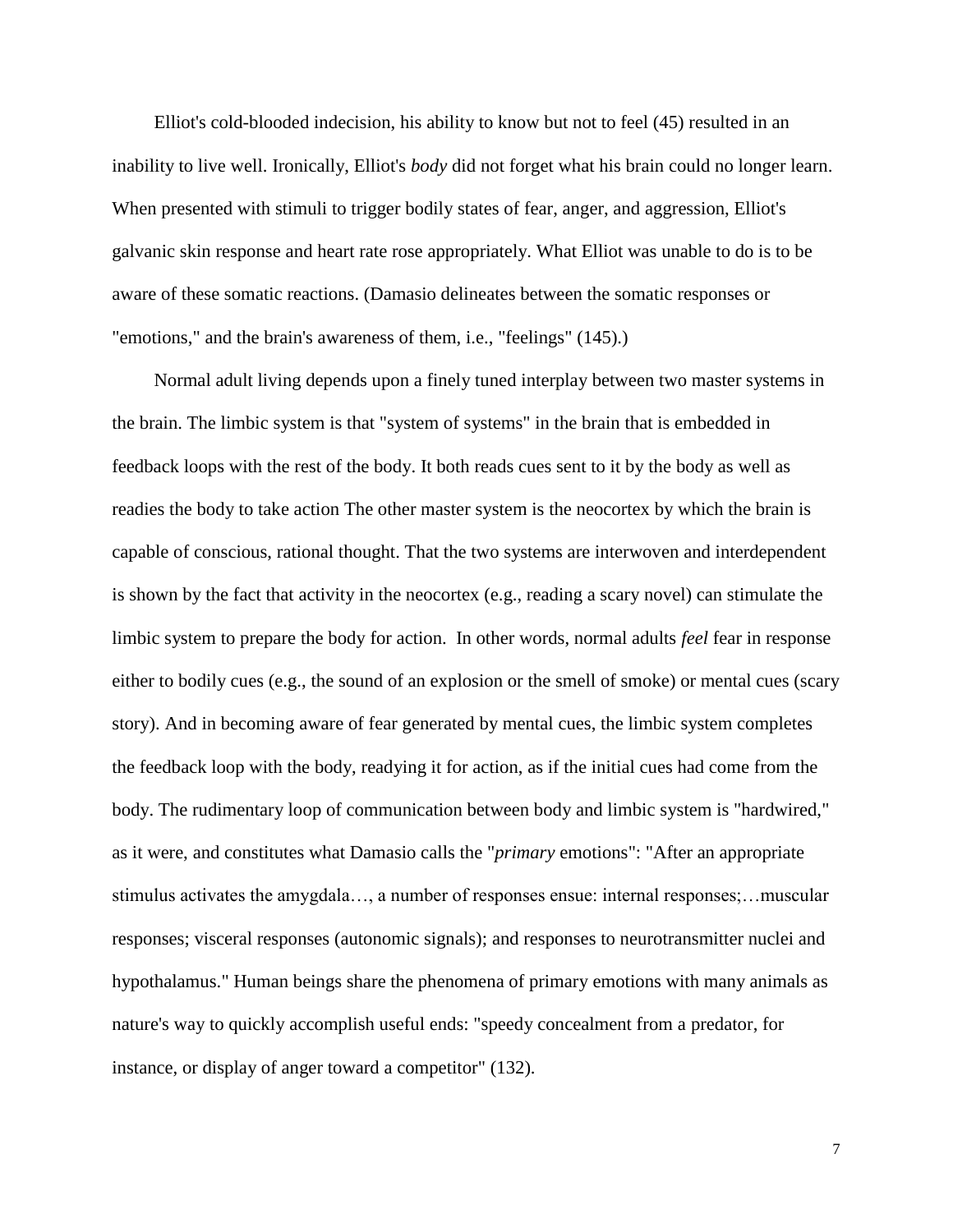Elliot's cold-blooded indecision, his ability to know but not to feel (45) resulted in an inability to live well. Ironically, Elliot's *body* did not forget what his brain could no longer learn. When presented with stimuli to trigger bodily states of fear, anger, and aggression, Elliot's galvanic skin response and heart rate rose appropriately. What Elliot was unable to do is to be aware of these somatic reactions. (Damasio delineates between the somatic responses or "emotions," and the brain's awareness of them, i.e., "feelings" (145).)

Normal adult living depends upon a finely tuned interplay between two master systems in the brain. The limbic system is that "system of systems" in the brain that is embedded in feedback loops with the rest of the body. It both reads cues sent to it by the body as well as readies the body to take action The other master system is the neocortex by which the brain is capable of conscious, rational thought. That the two systems are interwoven and interdependent is shown by the fact that activity in the neocortex (e.g., reading a scary novel) can stimulate the limbic system to prepare the body for action. In other words, normal adults *feel* fear in response either to bodily cues (e.g., the sound of an explosion or the smell of smoke) or mental cues (scary story). And in becoming aware of fear generated by mental cues, the limbic system completes the feedback loop with the body, readying it for action, as if the initial cues had come from the body. The rudimentary loop of communication between body and limbic system is "hardwired," as it were, and constitutes what Damasio calls the "*primary* emotions": "After an appropriate stimulus activates the amygdala…, a number of responses ensue: internal responses;…muscular responses; visceral responses (autonomic signals); and responses to neurotransmitter nuclei and hypothalamus." Human beings share the phenomena of primary emotions with many animals as nature's way to quickly accomplish useful ends: "speedy concealment from a predator, for instance, or display of anger toward a competitor" (132).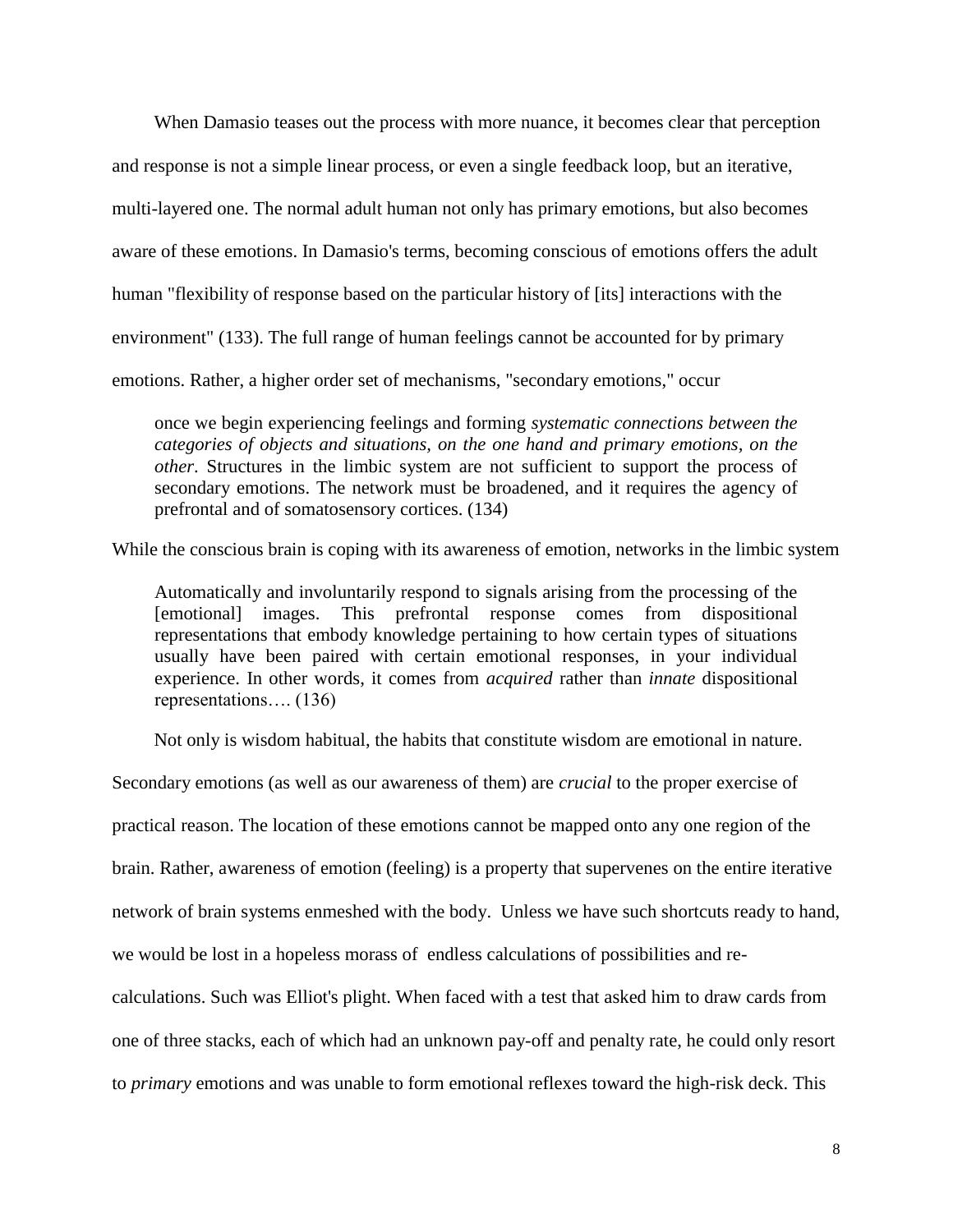When Damasio teases out the process with more nuance, it becomes clear that perception and response is not a simple linear process, or even a single feedback loop, but an iterative, multi-layered one. The normal adult human not only has primary emotions, but also becomes aware of these emotions. In Damasio's terms, becoming conscious of emotions offers the adult human "flexibility of response based on the particular history of [its] interactions with the environment" (133). The full range of human feelings cannot be accounted for by primary emotions. Rather, a higher order set of mechanisms, "secondary emotions," occur

> once we begin experiencing feelings and forming *systematic connections between the categories of objects and situations, on the one hand and primary emotions, on the other*. Structures in the limbic system are not sufficient to support the process of secondary emotions. The network must be broadened, and it requires the agency of prefrontal and of somatosensory cortices. (134)

While the conscious brain is coping with its awareness of emotion, networks in the limbic system

> Automatically and involuntarily respond to signals arising from the processing of the [emotional] images. This prefrontal response comes from dispositional representations that embody knowledge pertaining to how certain types of situations usually have been paired with certain emotional responses, in your individual experience. In other words, it comes from *acquired* rather than *innate* dispositional representations…. (136)

Not only is wisdom habitual, the habits that constitute wisdom are emotional in nature. Secondary emotions (as well as our awareness of them) are *crucial* to the proper exercise of practical reason. The location of these emotions cannot be mapped onto any one region of the brain. Rather, awareness of emotion (feeling) is a property that supervenes on the entire iterative network of brain systems enmeshed with the body. Unless we have such shortcuts ready to hand, we would be lost in a hopeless morass of endless calculations of possibilities and re-calculations. Such was Elliot's plight. When faced with a test that asked him to draw cards from one of three stacks, each of which had an unknown pay-off and penalty rate, he could only resort to *primary* emotions and was unable to form emotional reflexes toward the high-risk deck. This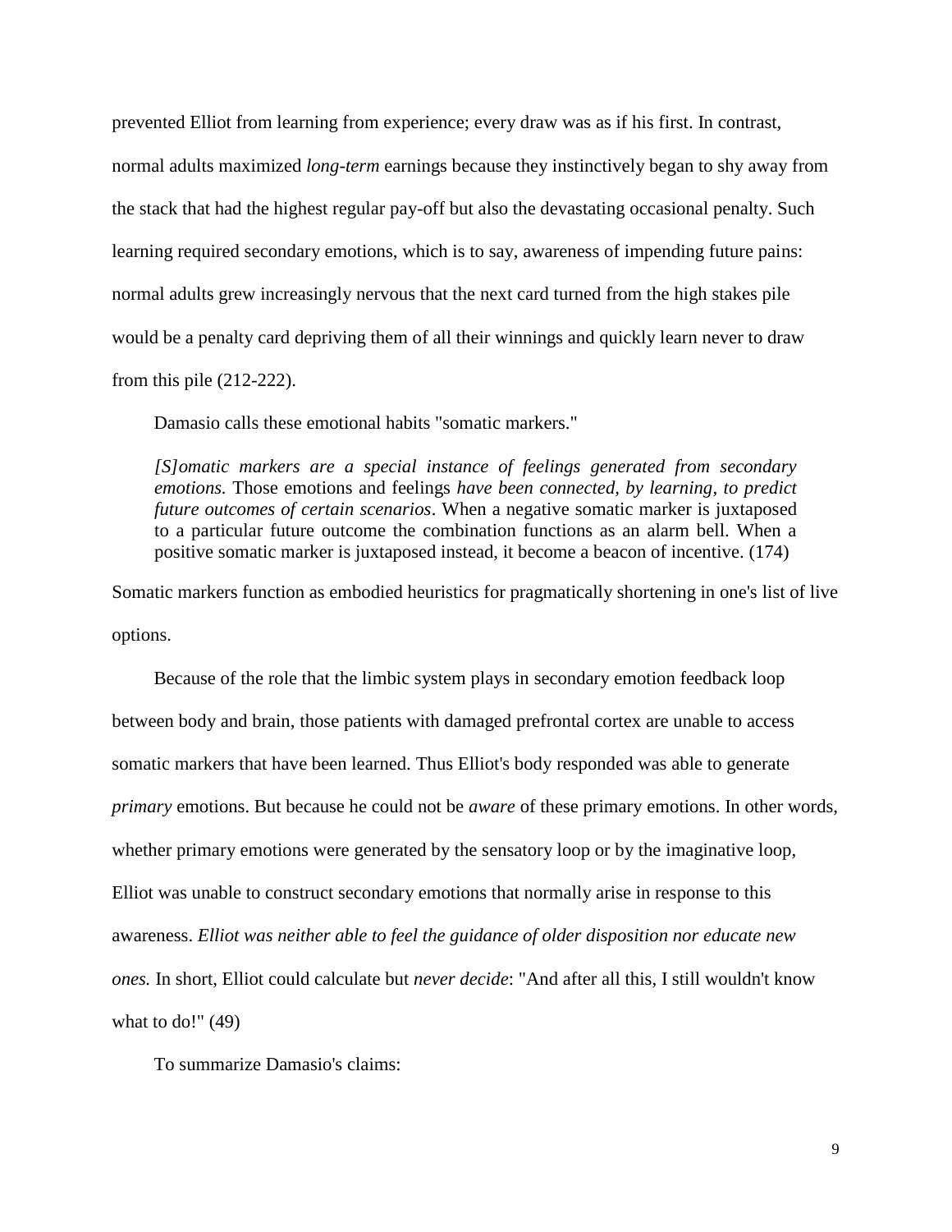prevented Elliot from learning from experience; every draw was as if his first. In contrast, normal adults maximized *long-term* earnings because they instinctively began to shy away from the stack that had the highest regular pay-off but also the devastating occasional penalty. Such learning required secondary emotions, which is to say, awareness of impending future pains: normal adults grew increasingly nervous that the next card turned from the high stakes pile would be a penalty card depriving them of all their winnings and quickly learn never to draw from this pile (212-222).

Damasio calls these emotional habits "somatic markers."

> *[S]omatic markers are a special instance of feelings generated from secondary emotions.* Those emotions and feelings *have been connected, by learning, to predict future outcomes of certain scenarios*. When a negative somatic marker is juxtaposed to a particular future outcome the combination functions as an alarm bell. When a positive somatic marker is juxtaposed instead, it become a beacon of incentive. (174)

Somatic markers function as embodied heuristics for pragmatically shortening in one's list of live options.

Because of the role that the limbic system plays in secondary emotion feedback loop between body and brain, those patients with damaged prefrontal cortex are unable to access somatic markers that have been learned. Thus Elliot's body responded was able to generate *primary* emotions. But because he could not be *aware* of these primary emotions. In other words, whether primary emotions were generated by the sensatory loop or by the imaginative loop, Elliot was unable to construct secondary emotions that normally arise in response to this awareness. *Elliot was neither able to feel the guidance of older disposition nor educate new ones.* In short, Elliot could calculate but *never decide*: "And after all this, I still wouldn't know what to do!" (49)

To summarize Damasio's claims: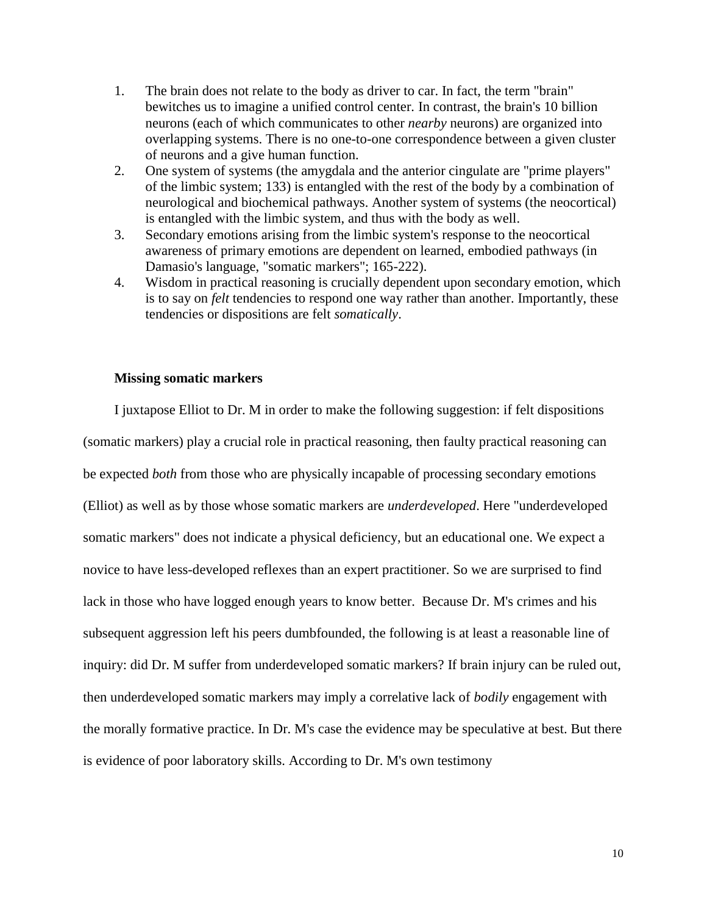1. The brain does not relate to the body as driver to car. In fact, the term "brain" bewitches us to imagine a unified control center. In contrast, the brain's 10 billion neurons (each of which communicates to other *nearby* neurons) are organized into overlapping systems. There is no one-to-one correspondence between a given cluster of neurons and a give human function.
2. One system of systems (the amygdala and the anterior cingulate are "prime players" of the limbic system; 133) is entangled with the rest of the body by a combination of neurological and biochemical pathways. Another system of systems (the neocortical) is entangled with the limbic system, and thus with the body as well.
3. Secondary emotions arising from the limbic system's response to the neocortical awareness of primary emotions are dependent on learned, embodied pathways (in Damasio's language, "somatic markers"; 165-222).
4. Wisdom in practical reasoning is crucially dependent upon secondary emotion, which is to say on *felt* tendencies to respond one way rather than another. Importantly, these tendencies or dispositions are felt *somatically*.

### Missing somatic markers

I juxtapose Elliot to Dr. M in order to make the following suggestion: if felt dispositions (somatic markers) play a crucial role in practical reasoning, then faulty practical reasoning can be expected *both* from those who are physically incapable of processing secondary emotions (Elliot) as well as by those whose somatic markers are *underdeveloped*. Here "underdeveloped somatic markers" does not indicate a physical deficiency, but an educational one. We expect a novice to have less-developed reflexes than an expert practitioner. So we are surprised to find lack in those who have logged enough years to know better. Because Dr. M's crimes and his subsequent aggression left his peers dumbfounded, the following is at least a reasonable line of inquiry: did Dr. M suffer from underdeveloped somatic markers? If brain injury can be ruled out, then underdeveloped somatic markers may imply a correlative lack of *bodily* engagement with the morally formative practice. In Dr. M's case the evidence may be speculative at best. But there is evidence of poor laboratory skills. According to Dr. M's own testimony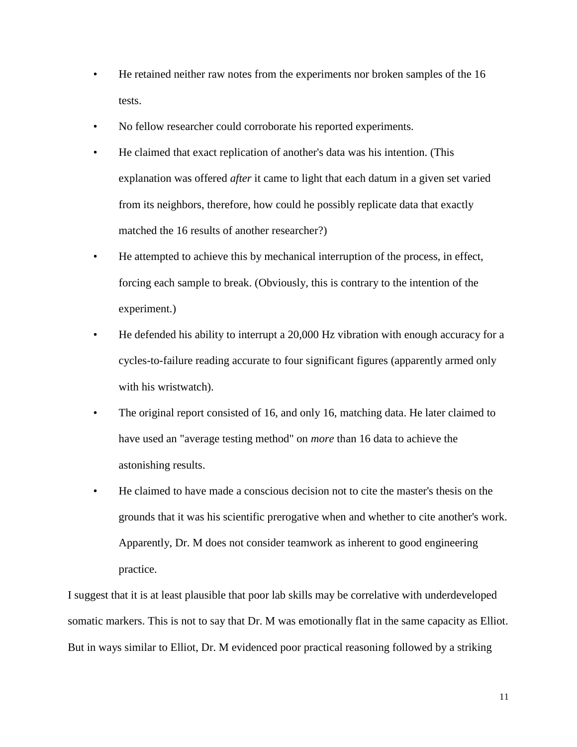- He retained neither raw notes from the experiments nor broken samples of the 16 tests.
- No fellow researcher could corroborate his reported experiments.
- He claimed that exact replication of another's data was his intention. (This explanation was offered *after* it came to light that each datum in a given set varied from its neighbors, therefore, how could he possibly replicate data that exactly matched the 16 results of another researcher?)
- He attempted to achieve this by mechanical interruption of the process, in effect, forcing each sample to break. (Obviously, this is contrary to the intention of the experiment.)
- He defended his ability to interrupt a 20,000 Hz vibration with enough accuracy for a cycles-to-failure reading accurate to four significant figures (apparently armed only with his wristwatch).
- The original report consisted of 16, and only 16, matching data. He later claimed to have used an "average testing method" on *more* than 16 data to achieve the astonishing results.
- He claimed to have made a conscious decision not to cite the master's thesis on the grounds that it was his scientific prerogative when and whether to cite another's work. Apparently, Dr. M does not consider teamwork as inherent to good engineering practice.

I suggest that it is at least plausible that poor lab skills may be correlative with underdeveloped somatic markers. This is not to say that Dr. M was emotionally flat in the same capacity as Elliot. But in ways similar to Elliot, Dr. M evidenced poor practical reasoning followed by a striking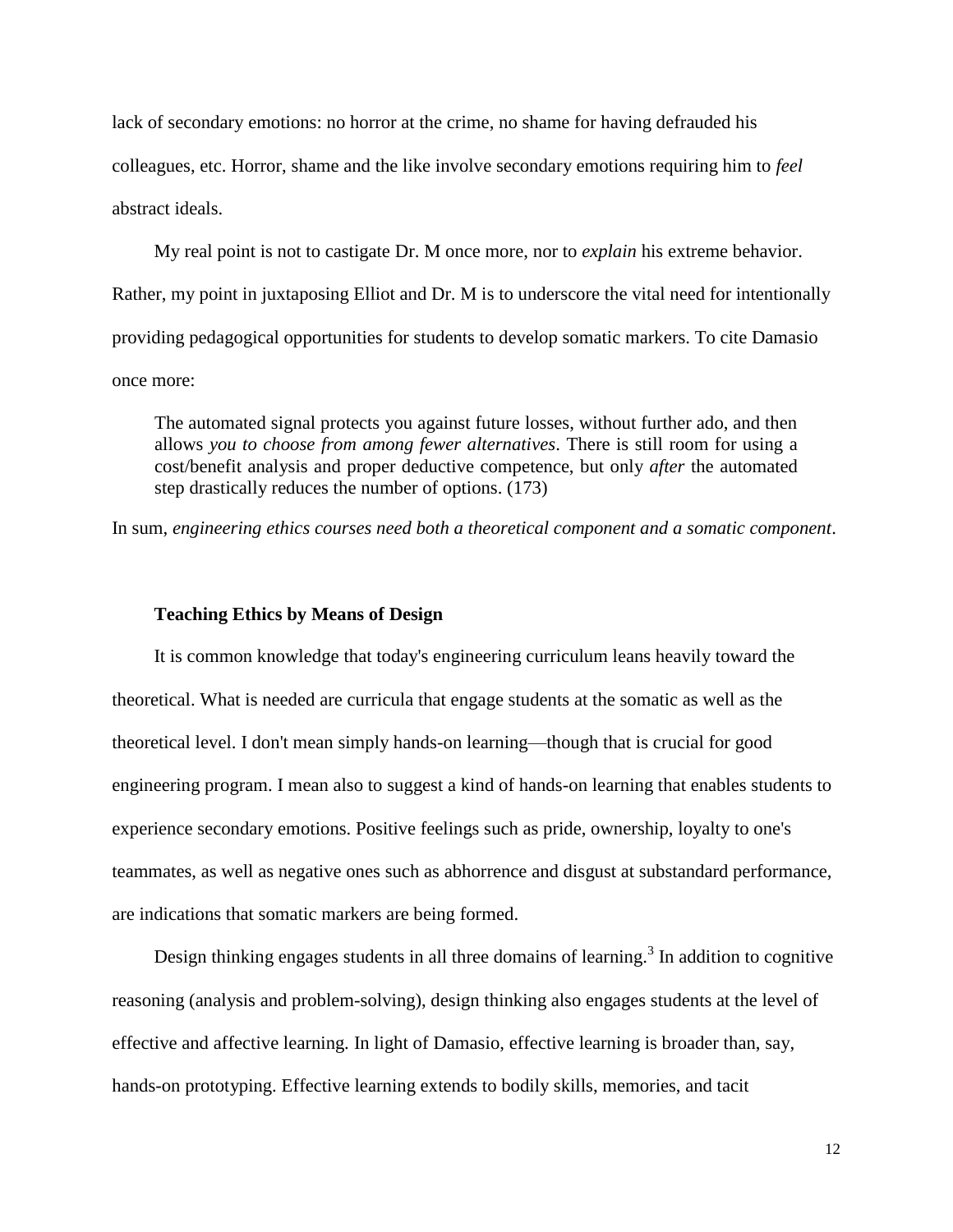lack of secondary emotions: no horror at the crime, no shame for having defrauded his colleagues, etc. Horror, shame and the like involve secondary emotions requiring him to *feel* abstract ideals.

My real point is not to castigate Dr. M once more, nor to *explain* his extreme behavior. Rather, my point in juxtaposing Elliot and Dr. M is to underscore the vital need for intentionally providing pedagogical opportunities for students to develop somatic markers. To cite Damasio once more:

> The automated signal protects you against future losses, without further ado, and then allows *you to choose from among fewer alternatives*. There is still room for using a cost/benefit analysis and proper deductive competence, but only *after* the automated step drastically reduces the number of options. (173)

In sum, *engineering ethics courses need both a theoretical component and a somatic component*.

### Teaching Ethics by Means of Design

It is common knowledge that today's engineering curriculum leans heavily toward the theoretical. What is needed are curricula that engage students at the somatic as well as the theoretical level. I don't mean simply hands-on learning—though that is crucial for good engineering program. I mean also to suggest a kind of hands-on learning that enables students to experience secondary emotions. Positive feelings such as pride, ownership, loyalty to one's teammates, as well as negative ones such as abhorrence and disgust at substandard performance, are indications that somatic markers are being formed.

Design thinking engages students in all three domains of learning.[3] In addition to cognitive reasoning (analysis and problem-solving), design thinking also engages students at the level of effective and affective learning. In light of Damasio, effective learning is broader than, say, hands-on prototyping. Effective learning extends to bodily skills, memories, and tacit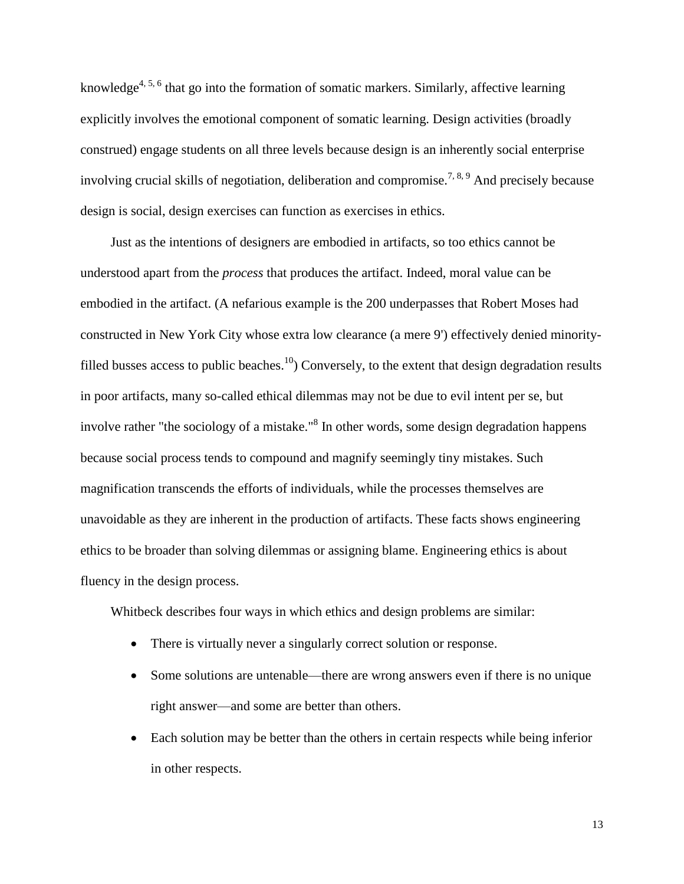knowledge[4, 5, 6] that go into the formation of somatic markers. Similarly, affective learning explicitly involves the emotional component of somatic learning. Design activities (broadly construed) engage students on all three levels because design is an inherently social enterprise involving crucial skills of negotiation, deliberation and compromise.[7, 8, 9] And precisely because design is social, design exercises can function as exercises in ethics.

Just as the intentions of designers are embodied in artifacts, so too ethics cannot be understood apart from the *process* that produces the artifact. Indeed, moral value can be embodied in the artifact. (A nefarious example is the 200 underpasses that Robert Moses had constructed in New York City whose extra low clearance (a mere 9') effectively denied minority-filled busses access to public beaches.[10]) Conversely, to the extent that design degradation results in poor artifacts, many so-called ethical dilemmas may not be due to evil intent per se, but involve rather "the sociology of a mistake."[8] In other words, some design degradation happens because social process tends to compound and magnify seemingly tiny mistakes. Such magnification transcends the efforts of individuals, while the processes themselves are unavoidable as they are inherent in the production of artifacts. These facts shows engineering ethics to be broader than solving dilemmas or assigning blame. Engineering ethics is about fluency in the design process.

Whitbeck describes four ways in which ethics and design problems are similar:

- There is virtually never a singularly correct solution or response.
- Some solutions are untenable—there are wrong answers even if there is no unique right answer—and some are better than others.
- Each solution may be better than the others in certain respects while being inferior in other respects.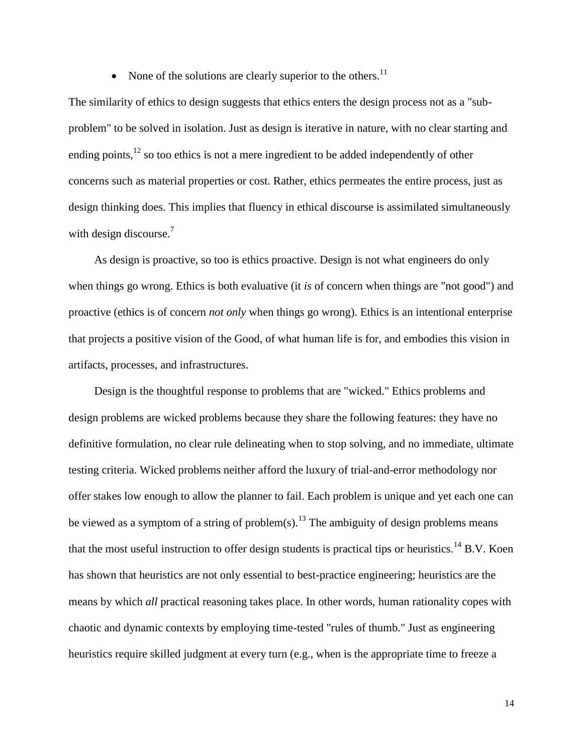- None of the solutions are clearly superior to the others.[11]

The similarity of ethics to design suggests that ethics enters the design process not as a "sub-problem" to be solved in isolation. Just as design is iterative in nature, with no clear starting and ending points,[12] so too ethics is not a mere ingredient to be added independently of other concerns such as material properties or cost. Rather, ethics permeates the entire process, just as design thinking does. This implies that fluency in ethical discourse is assimilated simultaneously with design discourse.[7]

As design is proactive, so too is ethics proactive. Design is not what engineers do only when things go wrong. Ethics is both evaluative (it *is* of concern when things are "not good") and proactive (ethics is of concern *not only* when things go wrong). Ethics is an intentional enterprise that projects a positive vision of the Good, of what human life is for, and embodies this vision in artifacts, processes, and infrastructures.

Design is the thoughtful response to problems that are "wicked." Ethics problems and design problems are wicked problems because they share the following features: they have no definitive formulation, no clear rule delineating when to stop solving, and no immediate, ultimate testing criteria. Wicked problems neither afford the luxury of trial-and-error methodology nor offer stakes low enough to allow the planner to fail. Each problem is unique and yet each one can be viewed as a symptom of a string of problem(s).[13] The ambiguity of design problems means that the most useful instruction to offer design students is practical tips or heuristics.[14] B.V. Koen has shown that heuristics are not only essential to best-practice engineering; heuristics are the means by which *all* practical reasoning takes place. In other words, human rationality copes with chaotic and dynamic contexts by employing time-tested "rules of thumb." Just as engineering heuristics require skilled judgment at every turn (e.g., when is the appropriate time to freeze a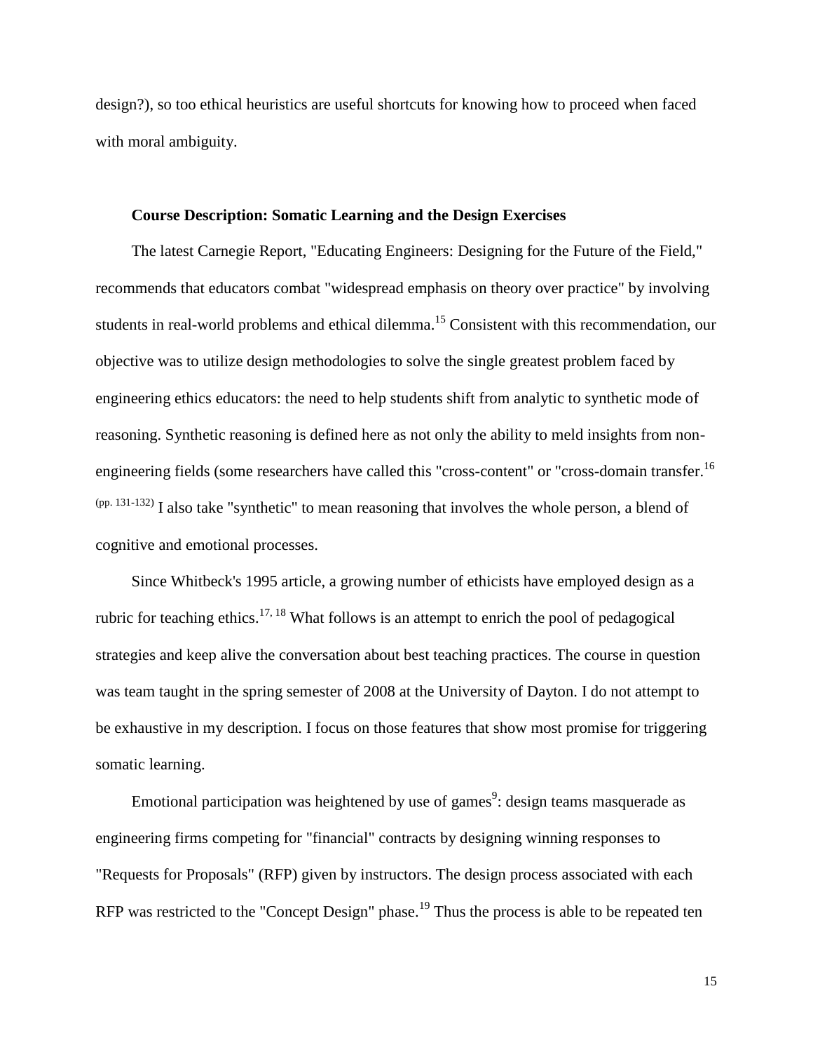design?), so too ethical heuristics are useful shortcuts for knowing how to proceed when faced with moral ambiguity.

### Course Description: Somatic Learning and the Design Exercises

The latest Carnegie Report, "Educating Engineers: Designing for the Future of the Field," recommends that educators combat "widespread emphasis on theory over practice" by involving students in real-world problems and ethical dilemma.[15] Consistent with this recommendation, our objective was to utilize design methodologies to solve the single greatest problem faced by engineering ethics educators: the need to help students shift from analytic to synthetic mode of reasoning. Synthetic reasoning is defined here as not only the ability to meld insights from non-engineering fields (some researchers have called this "cross-content" or "cross-domain transfer.[16] (pp. 131-132) I also take "synthetic" to mean reasoning that involves the whole person, a blend of cognitive and emotional processes.

Since Whitbeck's 1995 article, a growing number of ethicists have employed design as a rubric for teaching ethics.[17, 18] What follows is an attempt to enrich the pool of pedagogical strategies and keep alive the conversation about best teaching practices. The course in question was team taught in the spring semester of 2008 at the University of Dayton. I do not attempt to be exhaustive in my description. I focus on those features that show most promise for triggering somatic learning.

Emotional participation was heightened by use of games[9]: design teams masquerade as engineering firms competing for "financial" contracts by designing winning responses to "Requests for Proposals" (RFP) given by instructors. The design process associated with each RFP was restricted to the "Concept Design" phase.[19] Thus the process is able to be repeated ten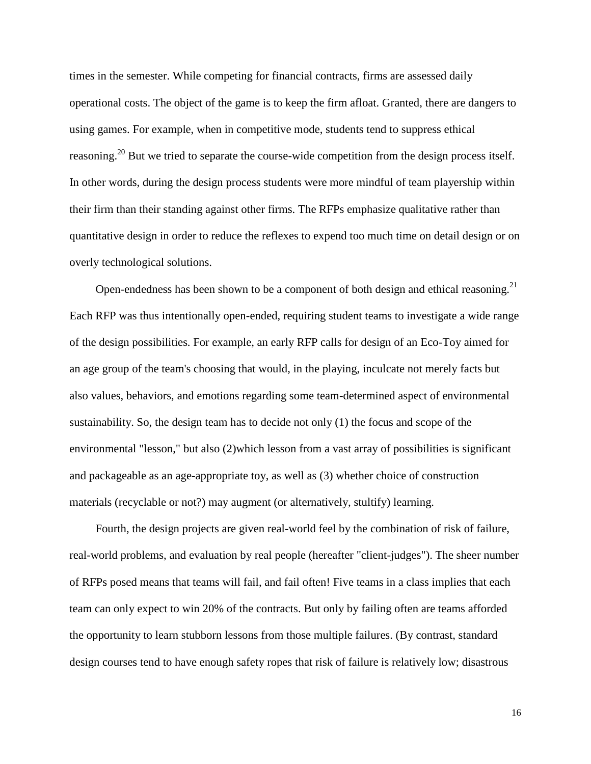times in the semester. While competing for financial contracts, firms are assessed daily operational costs. The object of the game is to keep the firm afloat. Granted, there are dangers to using games. For example, when in competitive mode, students tend to suppress ethical reasoning.[20] But we tried to separate the course-wide competition from the design process itself. In other words, during the design process students were more mindful of team playership within their firm than their standing against other firms. The RFPs emphasize qualitative rather than quantitative design in order to reduce the reflexes to expend too much time on detail design or on overly technological solutions.

Open-endedness has been shown to be a component of both design and ethical reasoning.[21] Each RFP was thus intentionally open-ended, requiring student teams to investigate a wide range of the design possibilities. For example, an early RFP calls for design of an Eco-Toy aimed for an age group of the team's choosing that would, in the playing, inculcate not merely facts but also values, behaviors, and emotions regarding some team-determined aspect of environmental sustainability. So, the design team has to decide not only (1) the focus and scope of the environmental "lesson," but also (2)which lesson from a vast array of possibilities is significant and packageable as an age-appropriate toy, as well as (3) whether choice of construction materials (recyclable or not?) may augment (or alternatively, stultify) learning.

Fourth, the design projects are given real-world feel by the combination of risk of failure, real-world problems, and evaluation by real people (hereafter "client-judges"). The sheer number of RFPs posed means that teams will fail, and fail often! Five teams in a class implies that each team can only expect to win 20% of the contracts. But only by failing often are teams afforded the opportunity to learn stubborn lessons from those multiple failures. (By contrast, standard design courses tend to have enough safety ropes that risk of failure is relatively low; disastrous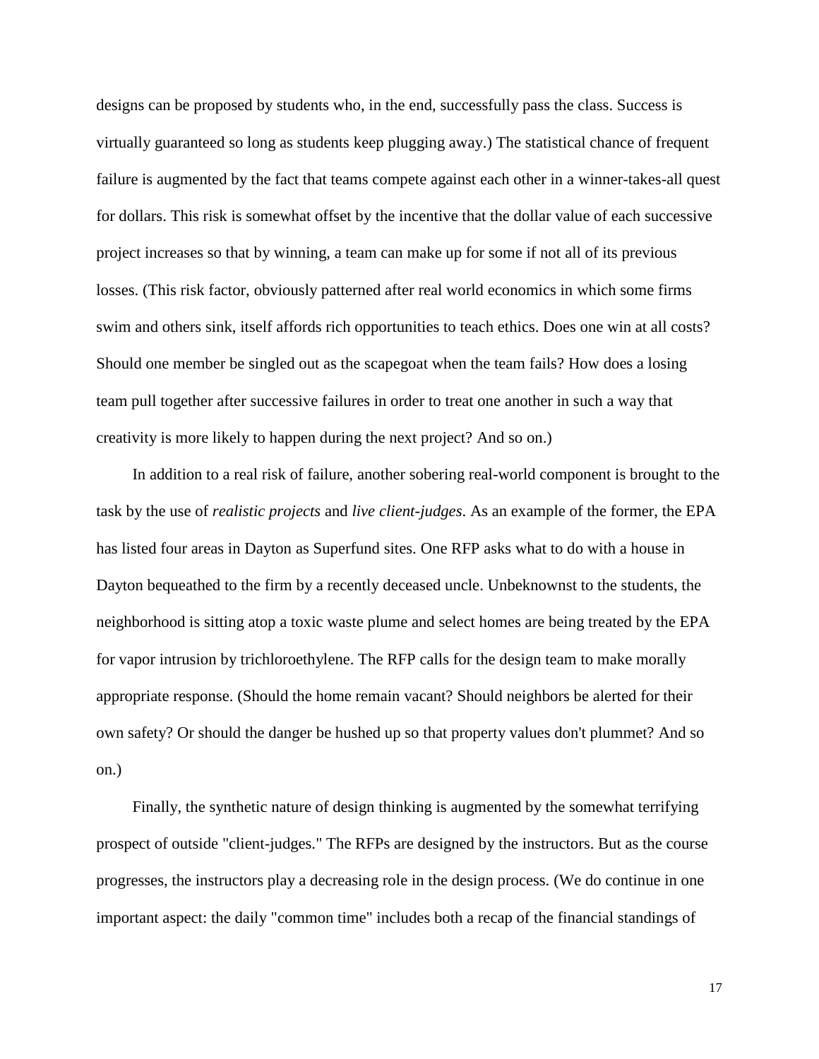designs can be proposed by students who, in the end, successfully pass the class. Success is virtually guaranteed so long as students keep plugging away.) The statistical chance of frequent failure is augmented by the fact that teams compete against each other in a winner-takes-all quest for dollars. This risk is somewhat offset by the incentive that the dollar value of each successive project increases so that by winning, a team can make up for some if not all of its previous losses. (This risk factor, obviously patterned after real world economics in which some firms swim and others sink, itself affords rich opportunities to teach ethics. Does one win at all costs? Should one member be singled out as the scapegoat when the team fails? How does a losing team pull together after successive failures in order to treat one another in such a way that creativity is more likely to happen during the next project? And so on.)

In addition to a real risk of failure, another sobering real-world component is brought to the task by the use of *realistic projects* and *live client-judges*. As an example of the former, the EPA has listed four areas in Dayton as Superfund sites. One RFP asks what to do with a house in Dayton bequeathed to the firm by a recently deceased uncle. Unbeknownst to the students, the neighborhood is sitting atop a toxic waste plume and select homes are being treated by the EPA for vapor intrusion by trichloroethylene. The RFP calls for the design team to make morally appropriate response. (Should the home remain vacant? Should neighbors be alerted for their own safety? Or should the danger be hushed up so that property values don't plummet? And so on.)

Finally, the synthetic nature of design thinking is augmented by the somewhat terrifying prospect of outside "client-judges." The RFPs are designed by the instructors. But as the course progresses, the instructors play a decreasing role in the design process. (We do continue in one important aspect: the daily "common time" includes both a recap of the financial standings of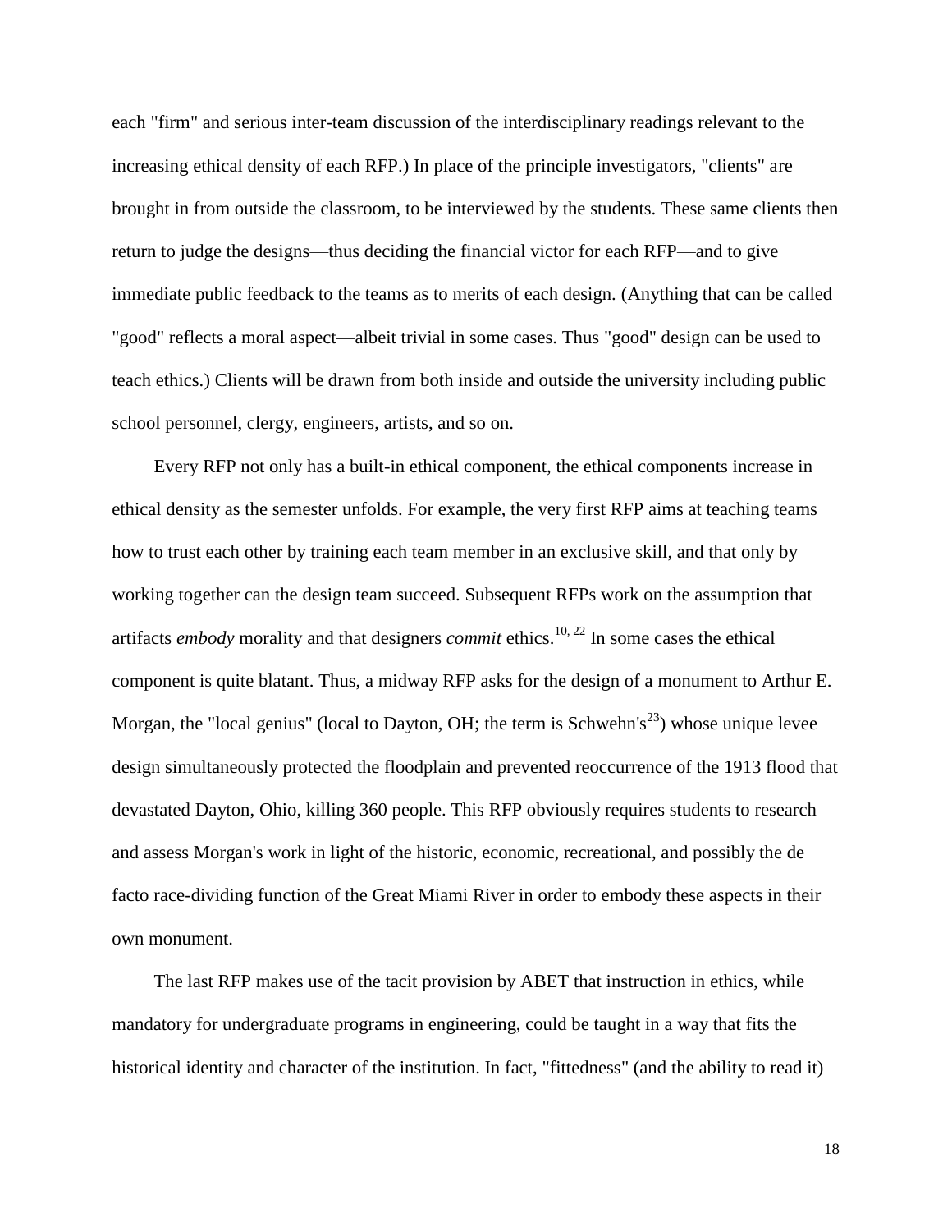each "firm" and serious inter-team discussion of the interdisciplinary readings relevant to the increasing ethical density of each RFP.) In place of the principle investigators, "clients" are brought in from outside the classroom, to be interviewed by the students. These same clients then return to judge the designs—thus deciding the financial victor for each RFP—and to give immediate public feedback to the teams as to merits of each design. (Anything that can be called "good" reflects a moral aspect—albeit trivial in some cases. Thus "good" design can be used to teach ethics.) Clients will be drawn from both inside and outside the university including public school personnel, clergy, engineers, artists, and so on.

Every RFP not only has a built-in ethical component, the ethical components increase in ethical density as the semester unfolds. For example, the very first RFP aims at teaching teams how to trust each other by training each team member in an exclusive skill, and that only by working together can the design team succeed. Subsequent RFPs work on the assumption that artifacts *embody* morality and that designers *commit* ethics.[10, 22] In some cases the ethical component is quite blatant. Thus, a midway RFP asks for the design of a monument to Arthur E. Morgan, the "local genius" (local to Dayton, OH; the term is Schwehn's[23]) whose unique levee design simultaneously protected the floodplain and prevented reoccurrence of the 1913 flood that devastated Dayton, Ohio, killing 360 people. This RFP obviously requires students to research and assess Morgan's work in light of the historic, economic, recreational, and possibly the de facto race-dividing function of the Great Miami River in order to embody these aspects in their own monument.

The last RFP makes use of the tacit provision by ABET that instruction in ethics, while mandatory for undergraduate programs in engineering, could be taught in a way that fits the historical identity and character of the institution. In fact, "fittedness" (and the ability to read it)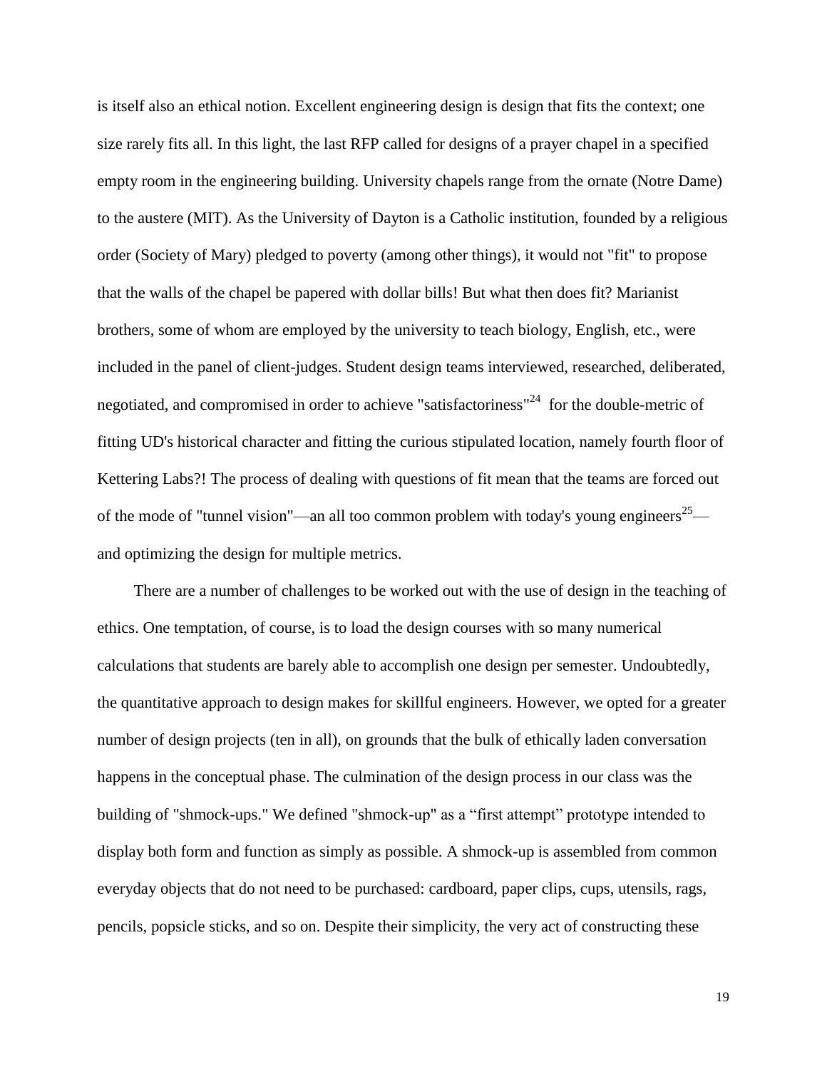is itself also an ethical notion. Excellent engineering design is design that fits the context; one size rarely fits all. In this light, the last RFP called for designs of a prayer chapel in a specified empty room in the engineering building. University chapels range from the ornate (Notre Dame) to the austere (MIT). As the University of Dayton is a Catholic institution, founded by a religious order (Society of Mary) pledged to poverty (among other things), it would not "fit" to propose that the walls of the chapel be papered with dollar bills! But what then does fit? Marianist brothers, some of whom are employed by the university to teach biology, English, etc., were included in the panel of client-judges. Student design teams interviewed, researched, deliberated, negotiated, and compromised in order to achieve "satisfactoriness"[24] for the double-metric of fitting UD's historical character and fitting the curious stipulated location, namely fourth floor of Kettering Labs?! The process of dealing with questions of fit mean that the teams are forced out of the mode of "tunnel vision"—an all too common problem with today's young engineers[25]—and optimizing the design for multiple metrics.

There are a number of challenges to be worked out with the use of design in the teaching of ethics. One temptation, of course, is to load the design courses with so many numerical calculations that students are barely able to accomplish one design per semester. Undoubtedly, the quantitative approach to design makes for skillful engineers. However, we opted for a greater number of design projects (ten in all), on grounds that the bulk of ethically laden conversation happens in the conceptual phase. The culmination of the design process in our class was the building of "shmock-ups." We defined "shmock-up" as a "first attempt" prototype intended to display both form and function as simply as possible. A shmock-up is assembled from common everyday objects that do not need to be purchased: cardboard, paper clips, cups, utensils, rags, pencils, popsicle sticks, and so on. Despite their simplicity, the very act of constructing these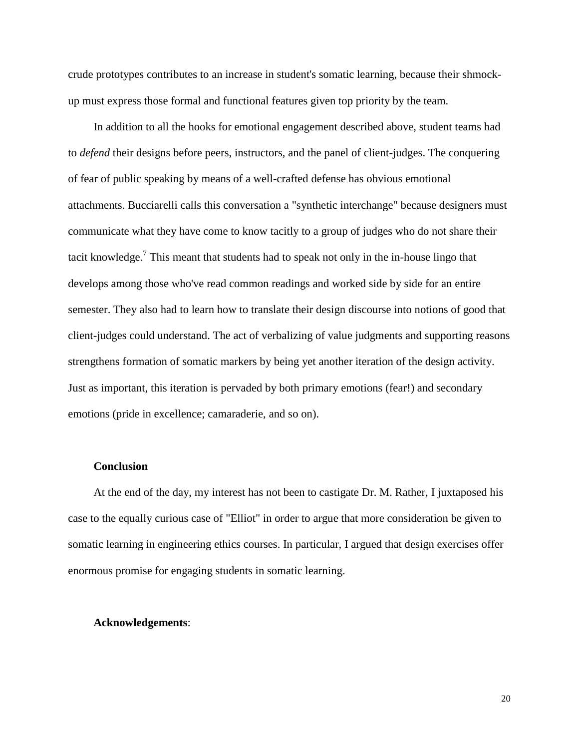crude prototypes contributes to an increase in student's somatic learning, because their shmock-up must express those formal and functional features given top priority by the team.

In addition to all the hooks for emotional engagement described above, student teams had to *defend* their designs before peers, instructors, and the panel of client-judges. The conquering of fear of public speaking by means of a well-crafted defense has obvious emotional attachments. Bucciarelli calls this conversation a "synthetic interchange" because designers must communicate what they have come to know tacitly to a group of judges who do not share their tacit knowledge.[7] This meant that students had to speak not only in the in-house lingo that develops among those who've read common readings and worked side by side for an entire semester. They also had to learn how to translate their design discourse into notions of good that client-judges could understand. The act of verbalizing of value judgments and supporting reasons strengthens formation of somatic markers by being yet another iteration of the design activity. Just as important, this iteration is pervaded by both primary emotions (fear!) and secondary emotions (pride in excellence; camaraderie, and so on).

**Conclusion**

At the end of the day, my interest has not been to castigate Dr. M. Rather, I juxtaposed his case to the equally curious case of "Elliot" in order to argue that more consideration be given to somatic learning in engineering ethics courses. In particular, I argued that design exercises offer enormous promise for engaging students in somatic learning.

**Acknowledgements**: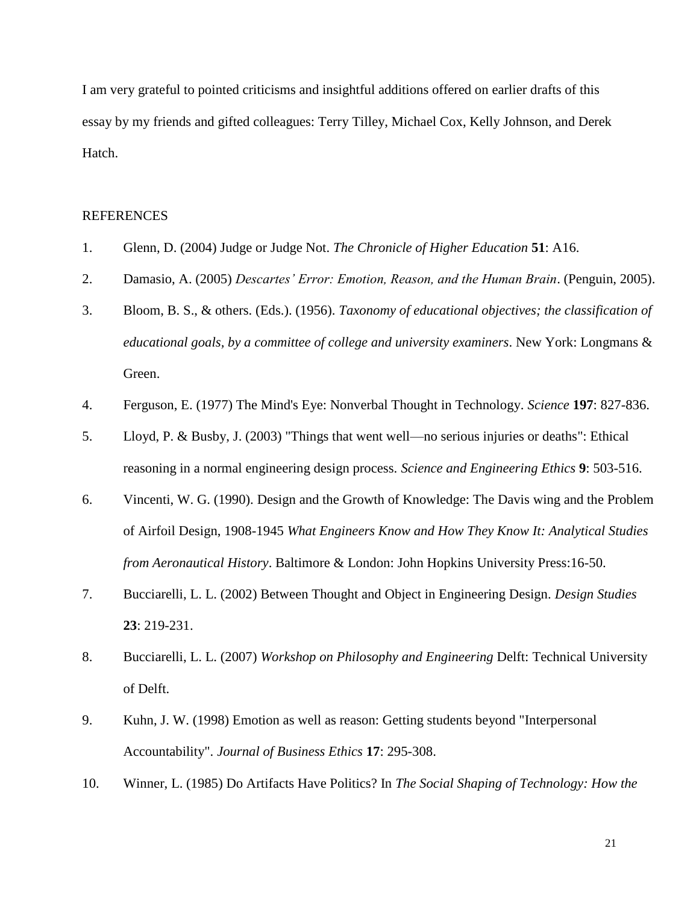I am very grateful to pointed criticisms and insightful additions offered on earlier drafts of this essay by my friends and gifted colleagues: Terry Tilley, Michael Cox, Kelly Johnson, and Derek Hatch.

## REFERENCES

1. Glenn, D. (2004) Judge or Judge Not. *The Chronicle of Higher Education* **51**: A16.
2. Damasio, A. (2005) *Descartes' Error: Emotion, Reason, and the Human Brain*. (Penguin, 2005).
3. Bloom, B. S., & others. (Eds.). (1956). *Taxonomy of educational objectives; the classification of educational goals, by a committee of college and university examiners*. New York: Longmans & Green.
4. Ferguson, E. (1977) The Mind's Eye: Nonverbal Thought in Technology. *Science* **197**: 827-836.
5. Lloyd, P. & Busby, J. (2003) "Things that went well—no serious injuries or deaths": Ethical reasoning in a normal engineering design process. *Science and Engineering Ethics* **9**: 503-516.
6. Vincenti, W. G. (1990). Design and the Growth of Knowledge: The Davis wing and the Problem of Airfoil Design, 1908-1945 *What Engineers Know and How They Know It: Analytical Studies from Aeronautical History*. Baltimore & London: John Hopkins University Press:16-50.
7. Bucciarelli, L. L. (2002) Between Thought and Object in Engineering Design. *Design Studies* **23**: 219-231.
8. Bucciarelli, L. L. (2007) *Workshop on Philosophy and Engineering* Delft: Technical University of Delft.
9. Kuhn, J. W. (1998) Emotion as well as reason: Getting students beyond "Interpersonal Accountability". *Journal of Business Ethics* **17**: 295-308.
10. Winner, L. (1985) Do Artifacts Have Politics? In *The Social Shaping of Technology: How the*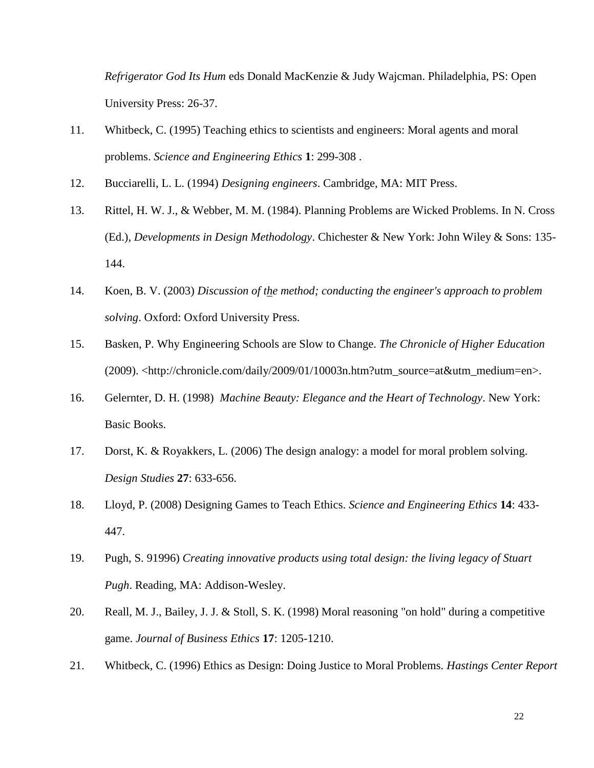*Refrigerator God Its Hum* eds Donald MacKenzie & Judy Wajcman. Philadelphia, PS: Open University Press: 26-37.

11. Whitbeck, C. (1995) Teaching ethics to scientists and engineers: Moral agents and moral problems. *Science and Engineering Ethics* **1**: 299-308 .

12. Bucciarelli, L. L. (1994) *Designing engineers*. Cambridge, MA: MIT Press.

13. Rittel, H. W. J., & Webber, M. M. (1984). Planning Problems are Wicked Problems. In N. Cross (Ed.), *Developments in Design Methodology*. Chichester & New York: John Wiley & Sons: 135-144.

14. Koen, B. V. (2003) *Discussion of the method; conducting the engineer's approach to problem solving*. Oxford: Oxford University Press.

15. Basken, P. Why Engineering Schools are Slow to Change. *The Chronicle of Higher Education* (2009). <http://chronicle.com/daily/2009/01/10003n.htm?utm_source=at&utm_medium=en>.

16. Gelernter, D. H. (1998) *Machine Beauty: Elegance and the Heart of Technology*. New York: Basic Books.

17. Dorst, K. & Royakkers, L. (2006) The design analogy: a model for moral problem solving. *Design Studies* **27**: 633-656.

18. Lloyd, P. (2008) Designing Games to Teach Ethics. *Science and Engineering Ethics* **14**: 433-447.

19. Pugh, S. 91996) *Creating innovative products using total design: the living legacy of Stuart Pugh*. Reading, MA: Addison-Wesley.

20. Reall, M. J., Bailey, J. J. & Stoll, S. K. (1998) Moral reasoning "on hold" during a competitive game. *Journal of Business Ethics* **17**: 1205-1210.

21. Whitbeck, C. (1996) Ethics as Design: Doing Justice to Moral Problems. *Hastings Center Report*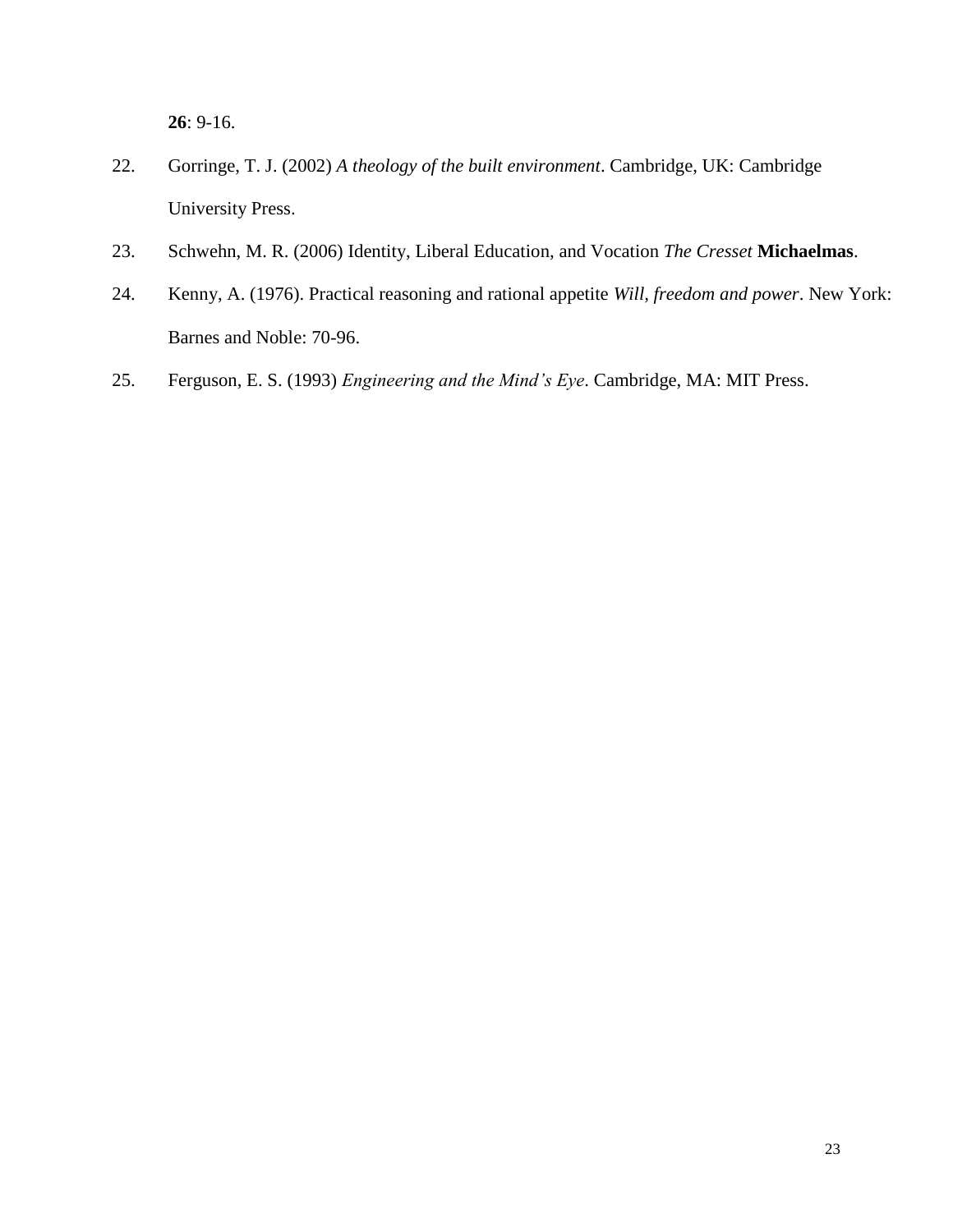**26**: 9-16.

22. Gorringe, T. J. (2002) *A theology of the built environment*. Cambridge, UK: Cambridge University Press.
23. Schwehn, M. R. (2006) Identity, Liberal Education, and Vocation *The Cresset* **Michaelmas**.
24. Kenny, A. (1976). Practical reasoning and rational appetite *Will, freedom and power*. New York: Barnes and Noble: 70-96.
25. Ferguson, E. S. (1993) *Engineering and the Mind's Eye*. Cambridge, MA: MIT Press.